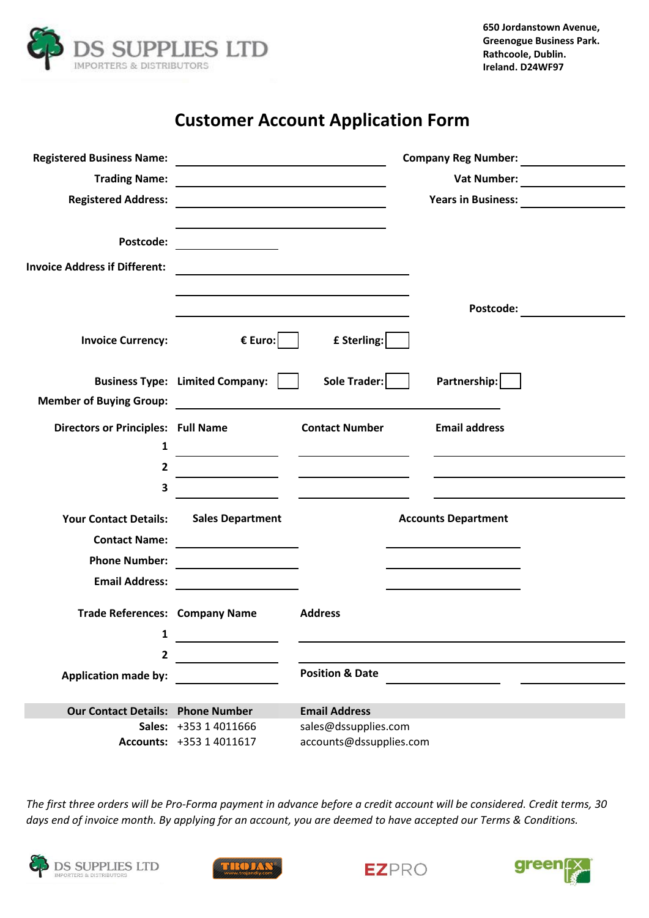DS SUPPLIES LTD
IMPORTERS & DISTRIBUTORS

**650 Jordanstown Avenue,**
**Greenogue Business Park.**
**Rathcoole, Dublin.**
**Ireland. D24WF97**

# Customer Account Application Form

**Registered Business Name:** ______________________ **Company Reg Number:** ______________

**Trading Name:** ______________________ **Vat Number:** ______________

**Registered Address:** ______________________ **Years in Business:** ______________

______________________

**Postcode:** ______________

**Invoice Address if Different:** ______________________

______________________

______________________ **Postcode:** ______________

**Invoice Currency:** **€ Euro:** ☐ **£ Sterling:** ☐

**Business Type:** **Limited Company:** ☐ **Sole Trader:** ☐ **Partnership:** ☐

**Member of Buying Group:** ______________________

| **Directors or Principles:** | **Full Name** | **Contact Number** | **Email address** |
|---|---|---|---|
| **1** | | | |
| **2** | | | |
| **3** | | | |

| **Your Contact Details:** | **Sales Department** | **Accounts Department** |
|---|---|---|
| **Contact Name:** | | |
| **Phone Number:** | | |
| **Email Address:** | | |

| **Trade References:** | **Company Name** | **Address** |
|---|---|---|
| **1** | | |
| **2** | | |

**Application made by:** ______________ **Position & Date** ______________ ______________

| **Our Contact Details:** | **Phone Number** | **Email Address** |
|---|---|---|
| **Sales:** | +353 1 4011666 | sales@dssupplies.com |
| **Accounts:** | +353 1 4011617 | accounts@dssupplies.com |

*The first three orders will be Pro-Forma payment in advance before a credit account will be considered. Credit terms, 30 days end of invoice month. By applying for an account, you are deemed to have accepted our Terms & Conditions.*

DS SUPPLIES LTD IMPORTERS & DISTRIBUTORS | TROJAN www.trojandiy.com | EZPRO | green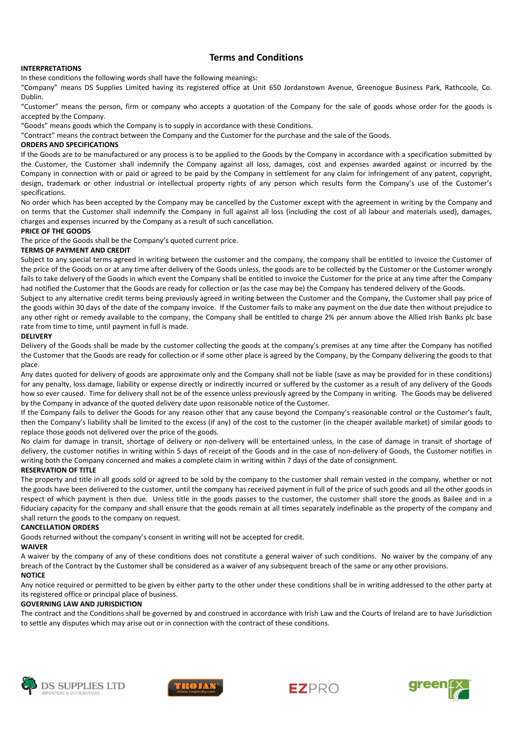# Terms and Conditions

**INTERPRETATIONS**

In these conditions the following words shall have the following meanings:

"Company" means DS Supplies Limited having its registered office at Unit 650 Jordanstown Avenue, Greenogue Business Park, Rathcoole, Co. Dublin.

"Customer" means the person, firm or company who accepts a quotation of the Company for the sale of goods whose order for the goods is accepted by the Company.

"Goods" means goods which the Company is to supply in accordance with these Conditions.

"Contract" means the contract between the Company and the Customer for the purchase and the sale of the Goods.

**ORDERS AND SPECIFICATIONS**

If the Goods are to be manufactured or any process is to be applied to the Goods by the Company in accordance with a specification submitted by the Customer, the Customer shall indemnify the Company against all loss, damages, cost and expenses awarded against or incurred by the Company in connection with or paid or agreed to be paid by the Company in settlement for any claim for infringement of any patent, copyright, design, trademark or other industrial or intellectual property rights of any person which results form the Company's use of the Customer's specifications.

No order which has been accepted by the Company may be cancelled by the Customer except with the agreement in writing by the Company and on terms that the Customer shall indemnify the Company in full against all loss (including the cost of all labour and materials used), damages, charges and expenses incurred by the Company as a result of such cancellation.

**PRICE OF THE GOODS**

The price of the Goods shall be the Company's quoted current price.

**TERMS OF PAYMENT AND CREDIT**

Subject to any special terms agreed in writing between the customer and the company, the company shall be entitled to invoice the Customer of the price of the Goods on or at any time after delivery of the Goods unless, the goods are to be collected by the Customer or the Customer wrongly fails to take delivery of the Goods in which event the Company shall be entitled to invoice the Customer for the price at any time after the Company had notified the Customer that the Goods are ready for collection or (as the case may be) the Company has tendered delivery of the Goods.

Subject to any alternative credit terms being previously agreed in writing between the Customer and the Company, the Customer shall pay price of the goods within 30 days of the date of the company invoice. If the Customer fails to make any payment on the due date then without prejudice to any other right or remedy available to the company, the Company shall be entitled to charge 2% per annum above the Allied Irish Banks plc base rate from time to time, until payment in full is made.

**DELIVERY**

Delivery of the Goods shall be made by the customer collecting the goods at the company's premises at any time after the Company has notified the Customer that the Goods are ready for collection or if some other place is agreed by the Company, by the Company delivering the goods to that place.

Any dates quoted for delivery of goods are approximate only and the Company shall not be liable (save as may be provided for in these conditions) for any penalty, loss damage, liability or expense directly or indirectly incurred or suffered by the customer as a result of any delivery of the Goods how so ever caused. Time for delivery shall not be of the essence unless previously agreed by the Company in writing. The Goods may be delivered by the Company in advance of the quoted delivery date upon reasonable notice of the Customer.

If the Company fails to deliver the Goods for any reason other that any cause beyond the Company's reasonable control or the Customer's fault, then the Company's liability shall be limited to the excess (if any) of the cost to the customer (in the cheaper available market) of similar goods to replace those goods not delivered over the price of the goods.

No claim for damage in transit, shortage of delivery or non-delivery will be entertained unless, in the case of damage in transit of shortage of delivery, the customer notifies in writing within 5 days of receipt of the Goods and in the case of non-delivery of Goods, the Customer notifies in writing both the Company concerned and makes a complete claim in writing within 7 days of the date of consignment.

**RESERVATION OF TITLE**

The property and title in all goods sold or agreed to be sold by the company to the customer shall remain vested in the company, whether or not the goods have been delivered to the customer, until the company has received payment in full of the price of such goods and all the other goods in respect of which payment is then due. Unless title in the goods passes to the customer, the customer shall store the goods as Bailee and in a fiduciary capacity for the company and shall ensure that the goods remain at all times separately indefinable as the property of the company and shall return the goods to the company on request.

**CANCELLATION ORDERS**

Goods returned without the company's consent in writing will not be accepted for credit.

**WAIVER**

A waiver by the company of any of these conditions does not constitute a general waiver of such conditions. No waiver by the company of any breach of the Contract by the Customer shall be considered as a waiver of any subsequent breach of the same or any other provisions.

**NOTICE**

Any notice required or permitted to be given by either party to the other under these conditions shall be in writing addressed to the other party at its registered office or principal place of business.

**GOVERNING LAW AND JURISDICTION**

The contract and the Conditions shall be governed by and construed in accordance with Irish Law and the Courts of Ireland are to have Jurisdiction to settle any disputes which may arise out or in connection with the contract of these conditions.

DS SUPPLIES LTD IMPORTERS & DISTRIBUTORS

TROJAN www.trojandiy.com

EZPRO

greenfix